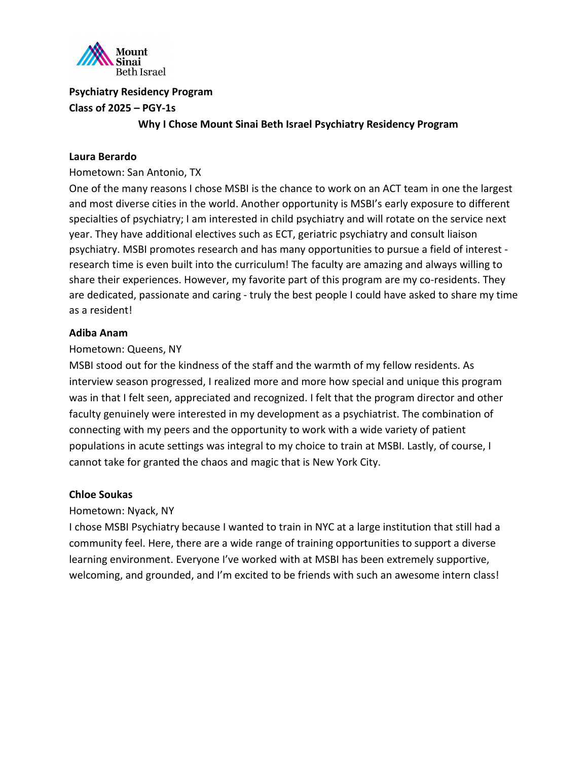**Psychiatry Residency Program**

**Class of 2025 – PGY-1s**

## Why I Chose Mount Sinai Beth Israel Psychiatry Residency Program

**Laura Berardo**

Hometown: San Antonio, TX

One of the many reasons I chose MSBI is the chance to work on an ACT team in one the largest and most diverse cities in the world. Another opportunity is MSBI's early exposure to different specialties of psychiatry; I am interested in child psychiatry and will rotate on the service next year. They have additional electives such as ECT, geriatric psychiatry and consult liaison psychiatry. MSBI promotes research and has many opportunities to pursue a field of interest - research time is even built into the curriculum! The faculty are amazing and always willing to share their experiences. However, my favorite part of this program are my co-residents. They are dedicated, passionate and caring - truly the best people I could have asked to share my time as a resident!

**Adiba Anam**

Hometown: Queens, NY

MSBI stood out for the kindness of the staff and the warmth of my fellow residents. As interview season progressed, I realized more and more how special and unique this program was in that I felt seen, appreciated and recognized. I felt that the program director and other faculty genuinely were interested in my development as a psychiatrist. The combination of connecting with my peers and the opportunity to work with a wide variety of patient populations in acute settings was integral to my choice to train at MSBI. Lastly, of course, I cannot take for granted the chaos and magic that is New York City.

**Chloe Soukas**

Hometown: Nyack, NY

I chose MSBI Psychiatry because I wanted to train in NYC at a large institution that still had a community feel. Here, there are a wide range of training opportunities to support a diverse learning environment. Everyone I've worked with at MSBI has been extremely supportive, welcoming, and grounded, and I'm excited to be friends with such an awesome intern class!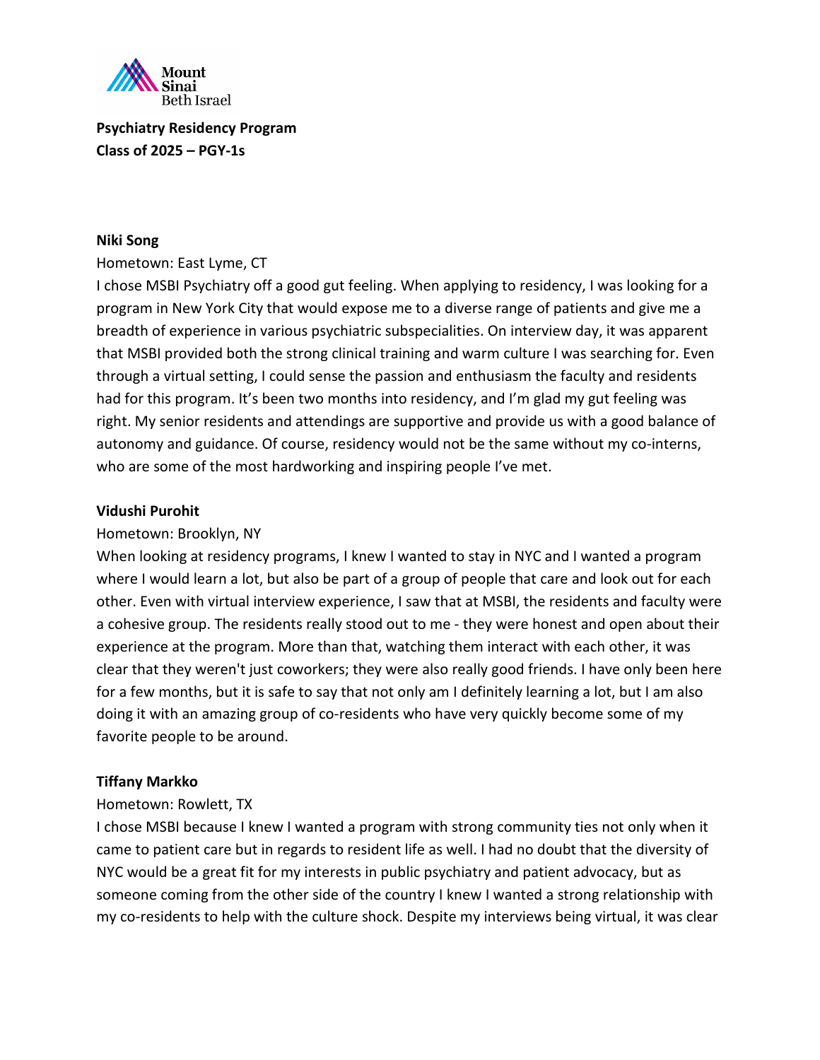**Psychiatry Residency Program**
**Class of 2025 – PGY-1s**

**Niki Song**

Hometown: East Lyme, CT

I chose MSBI Psychiatry off a good gut feeling. When applying to residency, I was looking for a program in New York City that would expose me to a diverse range of patients and give me a breadth of experience in various psychiatric subspecialities. On interview day, it was apparent that MSBI provided both the strong clinical training and warm culture I was searching for. Even through a virtual setting, I could sense the passion and enthusiasm the faculty and residents had for this program. It's been two months into residency, and I'm glad my gut feeling was right. My senior residents and attendings are supportive and provide us with a good balance of autonomy and guidance. Of course, residency would not be the same without my co-interns, who are some of the most hardworking and inspiring people I've met.

**Vidushi Purohit**

Hometown: Brooklyn, NY

When looking at residency programs, I knew I wanted to stay in NYC and I wanted a program where I would learn a lot, but also be part of a group of people that care and look out for each other. Even with virtual interview experience, I saw that at MSBI, the residents and faculty were a cohesive group. The residents really stood out to me - they were honest and open about their experience at the program. More than that, watching them interact with each other, it was clear that they weren't just coworkers; they were also really good friends. I have only been here for a few months, but it is safe to say that not only am I definitely learning a lot, but I am also doing it with an amazing group of co-residents who have very quickly become some of my favorite people to be around.

**Tiffany Markko**

Hometown: Rowlett, TX

I chose MSBI because I knew I wanted a program with strong community ties not only when it came to patient care but in regards to resident life as well. I had no doubt that the diversity of NYC would be a great fit for my interests in public psychiatry and patient advocacy, but as someone coming from the other side of the country I knew I wanted a strong relationship with my co-residents to help with the culture shock. Despite my interviews being virtual, it was clear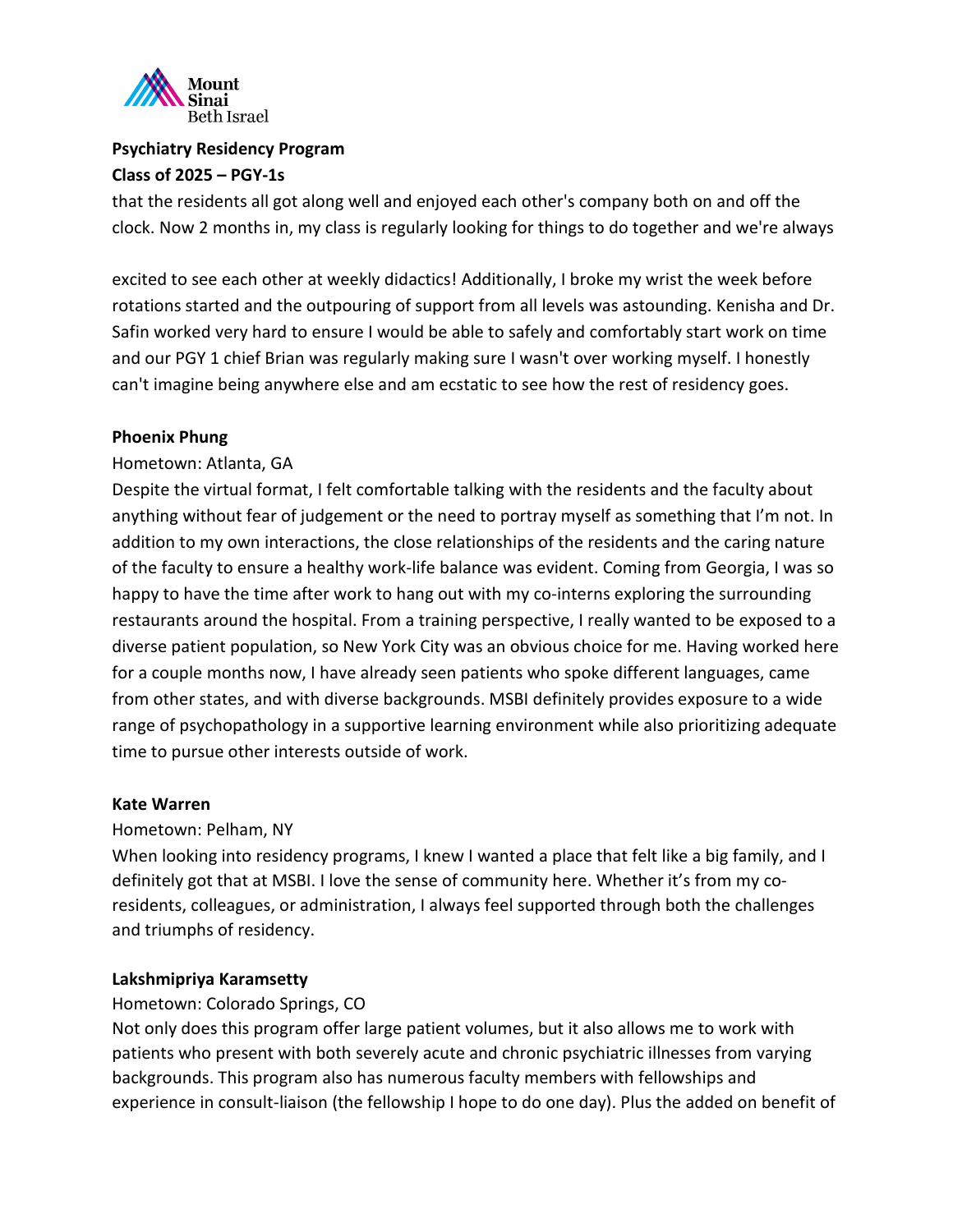that the residents all got along well and enjoyed each other's company both on and off the clock. Now 2 months in, my class is regularly looking for things to do together and we're always excited to see each other at weekly didactics! Additionally, I broke my wrist the week before rotations started and the outpouring of support from all levels was astounding. Kenisha and Dr. Safin worked very hard to ensure I would be able to safely and comfortably start work on time and our PGY 1 chief Brian was regularly making sure I wasn't over working myself. I honestly can't imagine being anywhere else and am ecstatic to see how the rest of residency goes.

**Phoenix Phung**

Hometown: Atlanta, GA

Despite the virtual format, I felt comfortable talking with the residents and the faculty about anything without fear of judgement or the need to portray myself as something that I'm not. In addition to my own interactions, the close relationships of the residents and the caring nature of the faculty to ensure a healthy work-life balance was evident. Coming from Georgia, I was so happy to have the time after work to hang out with my co-interns exploring the surrounding restaurants around the hospital. From a training perspective, I really wanted to be exposed to a diverse patient population, so New York City was an obvious choice for me. Having worked here for a couple months now, I have already seen patients who spoke different languages, came from other states, and with diverse backgrounds. MSBI definitely provides exposure to a wide range of psychopathology in a supportive learning environment while also prioritizing adequate time to pursue other interests outside of work.

**Kate Warren**

Hometown: Pelham, NY

When looking into residency programs, I knew I wanted a place that felt like a big family, and I definitely got that at MSBI. I love the sense of community here. Whether it's from my co-residents, colleagues, or administration, I always feel supported through both the challenges and triumphs of residency.

**Lakshmipriya Karamsetty**

Hometown: Colorado Springs, CO

Not only does this program offer large patient volumes, but it also allows me to work with patients who present with both severely acute and chronic psychiatric illnesses from varying backgrounds. This program also has numerous faculty members with fellowships and experience in consult-liaison (the fellowship I hope to do one day). Plus the added on benefit of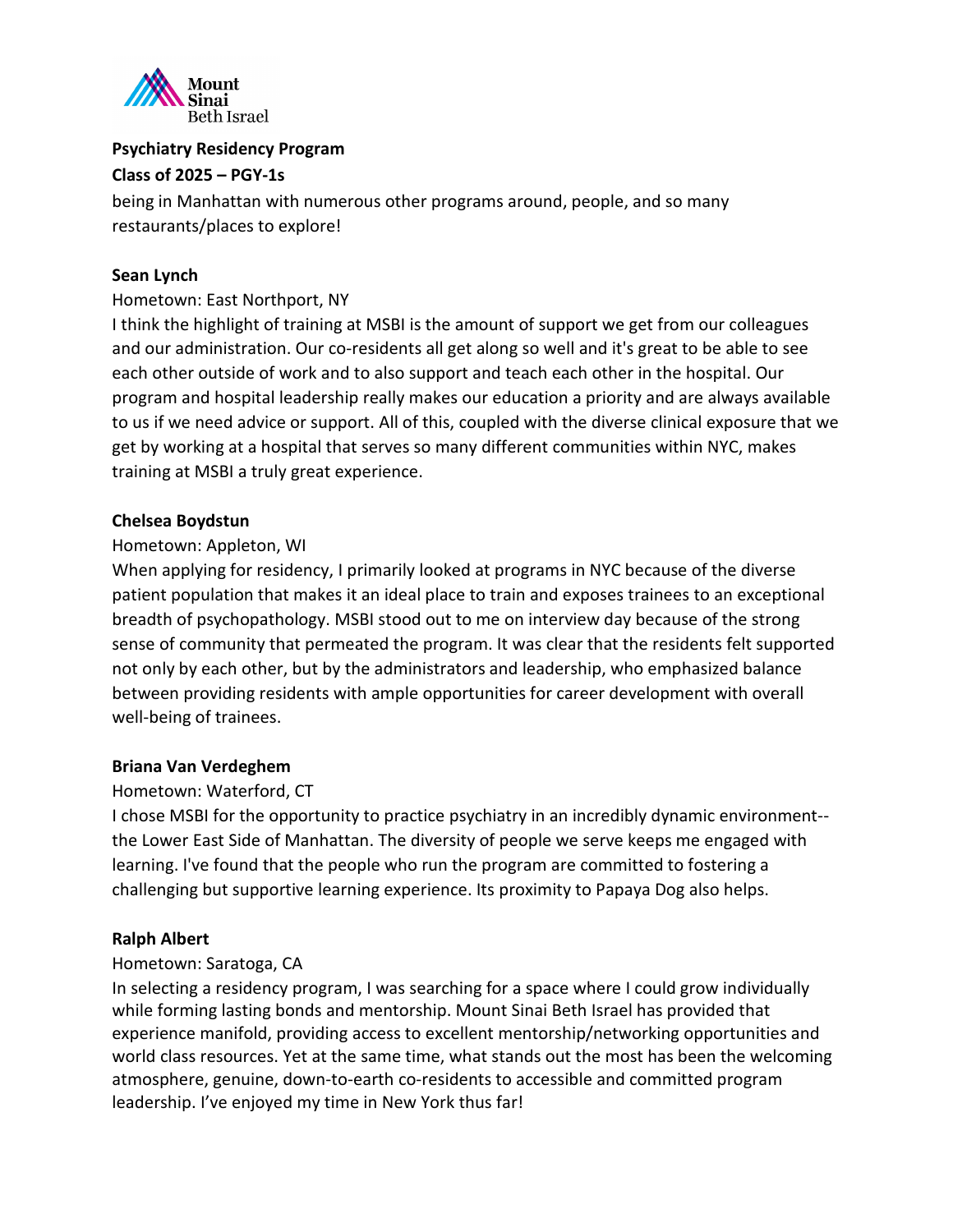**Psychiatry Residency Program**
**Class of 2025 – PGY-1s**

being in Manhattan with numerous other programs around, people, and so many restaurants/places to explore!

**Sean Lynch**

Hometown: East Northport, NY

I think the highlight of training at MSBI is the amount of support we get from our colleagues and our administration. Our co-residents all get along so well and it's great to be able to see each other outside of work and to also support and teach each other in the hospital. Our program and hospital leadership really makes our education a priority and are always available to us if we need advice or support. All of this, coupled with the diverse clinical exposure that we get by working at a hospital that serves so many different communities within NYC, makes training at MSBI a truly great experience.

**Chelsea Boydstun**

Hometown: Appleton, WI

When applying for residency, I primarily looked at programs in NYC because of the diverse patient population that makes it an ideal place to train and exposes trainees to an exceptional breadth of psychopathology. MSBI stood out to me on interview day because of the strong sense of community that permeated the program. It was clear that the residents felt supported not only by each other, but by the administrators and leadership, who emphasized balance between providing residents with ample opportunities for career development with overall well-being of trainees.

**Briana Van Verdeghem**

Hometown: Waterford, CT

I chose MSBI for the opportunity to practice psychiatry in an incredibly dynamic environment--the Lower East Side of Manhattan. The diversity of people we serve keeps me engaged with learning. I've found that the people who run the program are committed to fostering a challenging but supportive learning experience. Its proximity to Papaya Dog also helps.

**Ralph Albert**

Hometown: Saratoga, CA

In selecting a residency program, I was searching for a space where I could grow individually while forming lasting bonds and mentorship. Mount Sinai Beth Israel has provided that experience manifold, providing access to excellent mentorship/networking opportunities and world class resources. Yet at the same time, what stands out the most has been the welcoming atmosphere, genuine, down-to-earth co-residents to accessible and committed program leadership. I've enjoyed my time in New York thus far!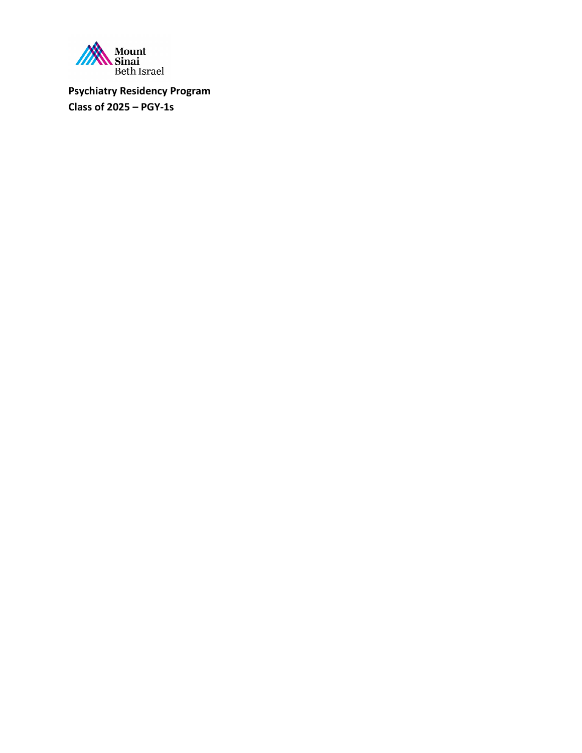Mount
Sinai
Beth Israel

**Psychiatry Residency Program**
**Class of 2025 – PGY-1s**